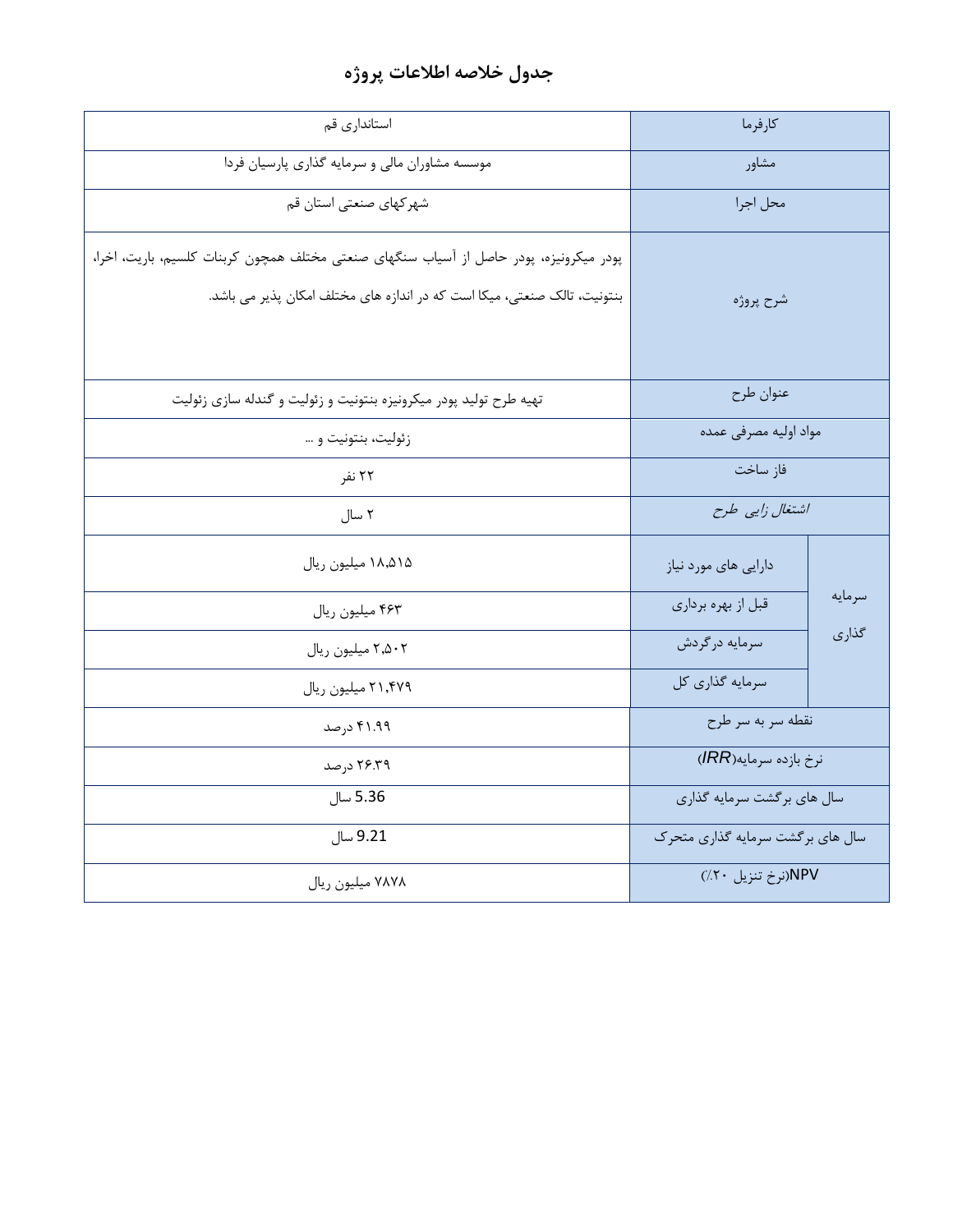# جدول خلاصه اطلاعات پروژه

| | | |
|---|---|---|
| کارفرما | | استانداری قم |
| مشاور | | موسسه مشاوران مالی و سرمایه گذاری پارسیان فردا |
| محل اجرا | | شهرکهای صنعتی استان قم |
| شرح پروژه | | پودر میکرونیزه، پودر حاصل از آسیاب سنگهای صنعتی مختلف همچون کربنات کلسیم، باریت، اخرا، بنتونیت، تالک صنعتی، میکا است که در اندازه های مختلف امکان پذیر می باشد. |
| عنوان طرح | | تهیه طرح تولید پودر میکرونیزه بنتونیت و زئولیت و گندله سازی زئولیت |
| مواد اولیه مصرفی عمده | | زئولیت، بنتونیت و ... |
| فاز ساخت | | ۲۲ نفر |
| *اشتغال زایی طرح* | | ۲ سال |
| سرمایه گذاری | دارایی های مورد نیاز | ۱۸،۵۱۵ میلیون ریال |
| | قبل از بهره برداری | ۴۶۳ میلیون ریال |
| | سرمایه درگردش | ۲،۵۰۲ میلیون ریال |
| | سرمایه گذاری کل | ۲۱،۴۷۹ میلیون ریال |
| نقطه سر به سر طرح | | ۴۱.۹۹ درصد |
| نرخ بازده سرمایه(*IRR*) | | ۲۶.۳۹ درصد |
| سال های برگشت سرمایه گذاری | | 5.36 سال |
| سال های برگشت سرمایه گذاری متحرک | | 9.21 سال |
| NPV(نرخ تنزیل ۲۰٪) | | ۷۸۷۸ میلیون ریال |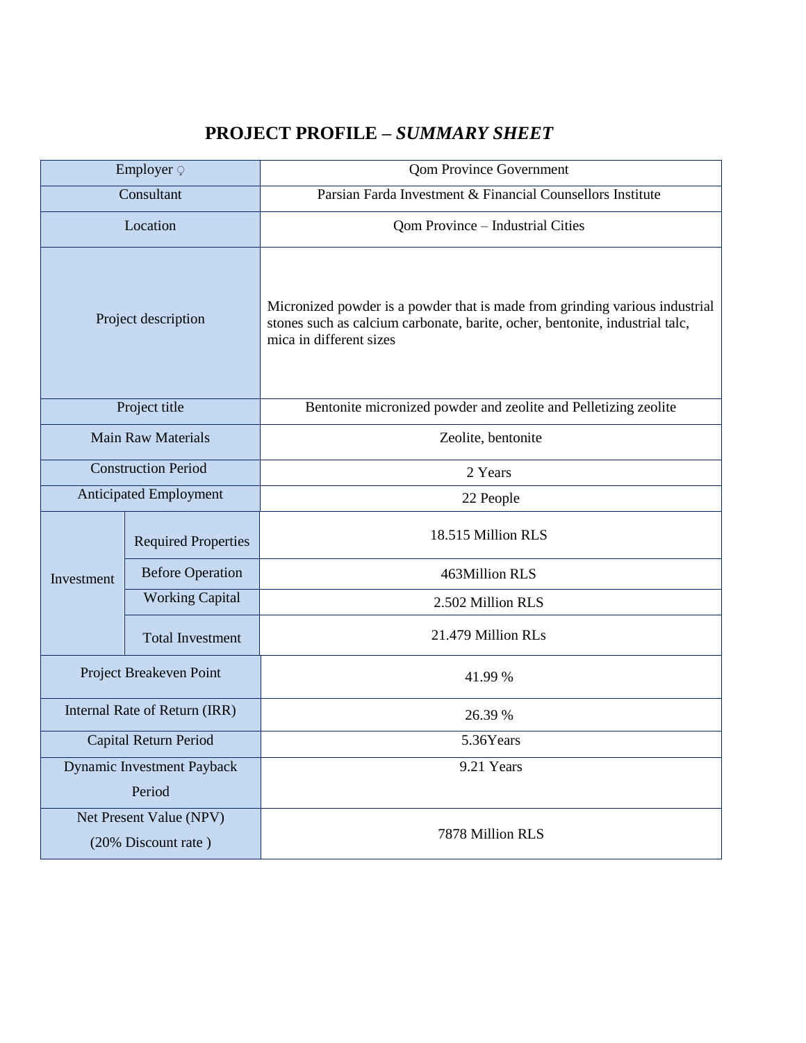# PROJECT PROFILE – *SUMMARY SHEET*

| | | |
|---|---|---|
| Employer ♀ | | Qom Province Government |
| Consultant | | Parsian Farda Investment & Financial Counsellors Institute |
| Location | | Qom Province – Industrial Cities |
| Project description | | Micronized powder is a powder that is made from grinding various industrial stones such as calcium carbonate, barite, ocher, bentonite, industrial talc, mica in different sizes |
| Project title | | Bentonite micronized powder and zeolite and Pelletizing zeolite |
| Main Raw Materials | | Zeolite, bentonite |
| Construction Period | | 2 Years |
| Anticipated Employment | | 22 People |
| Investment | Required Properties | 18.515 Million RLS |
| | Before Operation | 463Million RLS |
| | Working Capital | 2.502 Million RLS |
| | Total Investment | 21.479 Million RLs |
| Project Breakeven Point | | 41.99 % |
| Internal Rate of Return (IRR) | | 26.39 % |
| Capital Return Period | | 5.36Years |
| Dynamic Investment Payback Period | | 9.21 Years |
| Net Present Value (NPV) (20% Discount rate ) | | 7878 Million RLS |